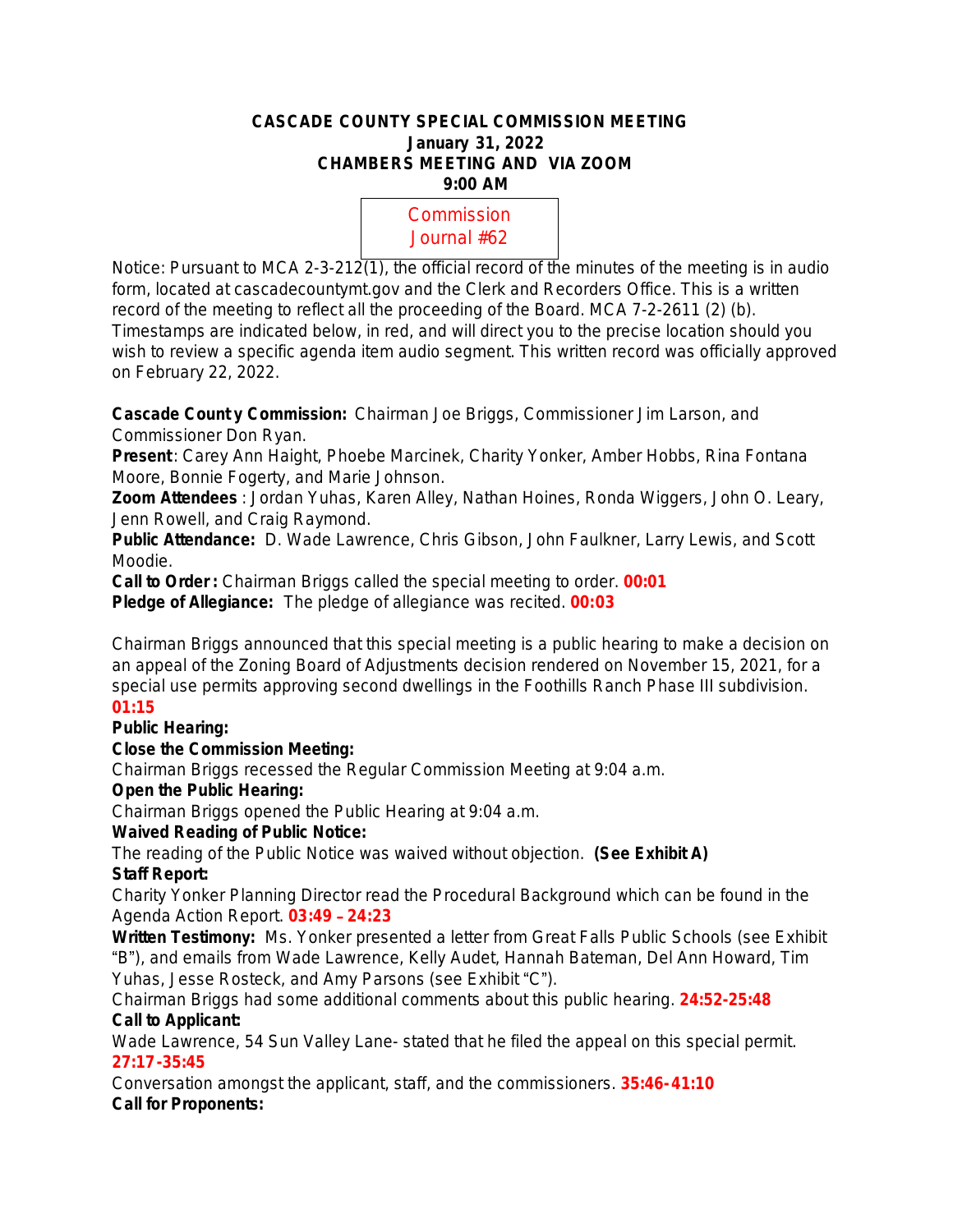# CASCADE COUNTY SPECIAL COMMISSION MEETING
**January 31, 2022**
**CHAMBERS MEETING AND VIA ZOOM**
**9:00 AM**

Commission Journal #62

Notice: Pursuant to MCA 2-3-212(1), the official record of the minutes of the meeting is in audio form, located at cascadecountymt.gov and the Clerk and Recorders Office. This is a written record of the meeting to reflect all the proceeding of the Board. MCA 7-2-2611 (2) (b). Timestamps are indicated below, in red, and will direct you to the precise location should you wish to review a specific agenda item audio segment. This written record was officially approved on February 22, 2022.

**Cascade County Commission:** Chairman Joe Briggs, Commissioner Jim Larson, and Commissioner Don Ryan.
**Present**: Carey Ann Haight, Phoebe Marcinek, Charity Yonker, Amber Hobbs, Rina Fontana Moore, Bonnie Fogerty, and Marie Johnson.
**Zoom Attendees** : Jordan Yuhas, Karen Alley, Nathan Hoines, Ronda Wiggers, John O. Leary, Jenn Rowell, and Craig Raymond.
**Public Attendance:** D. Wade Lawrence, Chris Gibson, John Faulkner, Larry Lewis, and Scott Moodie.
**Call to Order:** Chairman Briggs called the special meeting to order. **00:01**
**Pledge of Allegiance:** The pledge of allegiance was recited. **00:03**

Chairman Briggs announced that this special meeting is a public hearing to make a decision on an appeal of the Zoning Board of Adjustments decision rendered on November 15, 2021, for a special use permits approving second dwellings in the Foothills Ranch Phase III subdivision. **01:15**

**Public Hearing:**
**Close the Commission Meeting:**
Chairman Briggs recessed the Regular Commission Meeting at 9:04 a.m.
**Open the Public Hearing:**
Chairman Briggs opened the Public Hearing at 9:04 a.m.
**Waived Reading of Public Notice:**
The reading of the Public Notice was waived without objection. **(See Exhibit A)**
**Staff Report:**
Charity Yonker Planning Director read the Procedural Background which can be found in the Agenda Action Report. **03:49 – 24:23**
**Written Testimony:** Ms. Yonker presented a letter from Great Falls Public Schools (see Exhibit "B"), and emails from Wade Lawrence, Kelly Audet, Hannah Bateman, Del Ann Howard, Tim Yuhas, Jesse Rosteck, and Amy Parsons (see Exhibit "C").
Chairman Briggs had some additional comments about this public hearing. **24:52-25:48**
**Call to Applicant:**
Wade Lawrence, 54 Sun Valley Lane- stated that he filed the appeal on this special permit. **27:17-35:45**
Conversation amongst the applicant, staff, and the commissioners. **35:46-41:10**
**Call for Proponents:**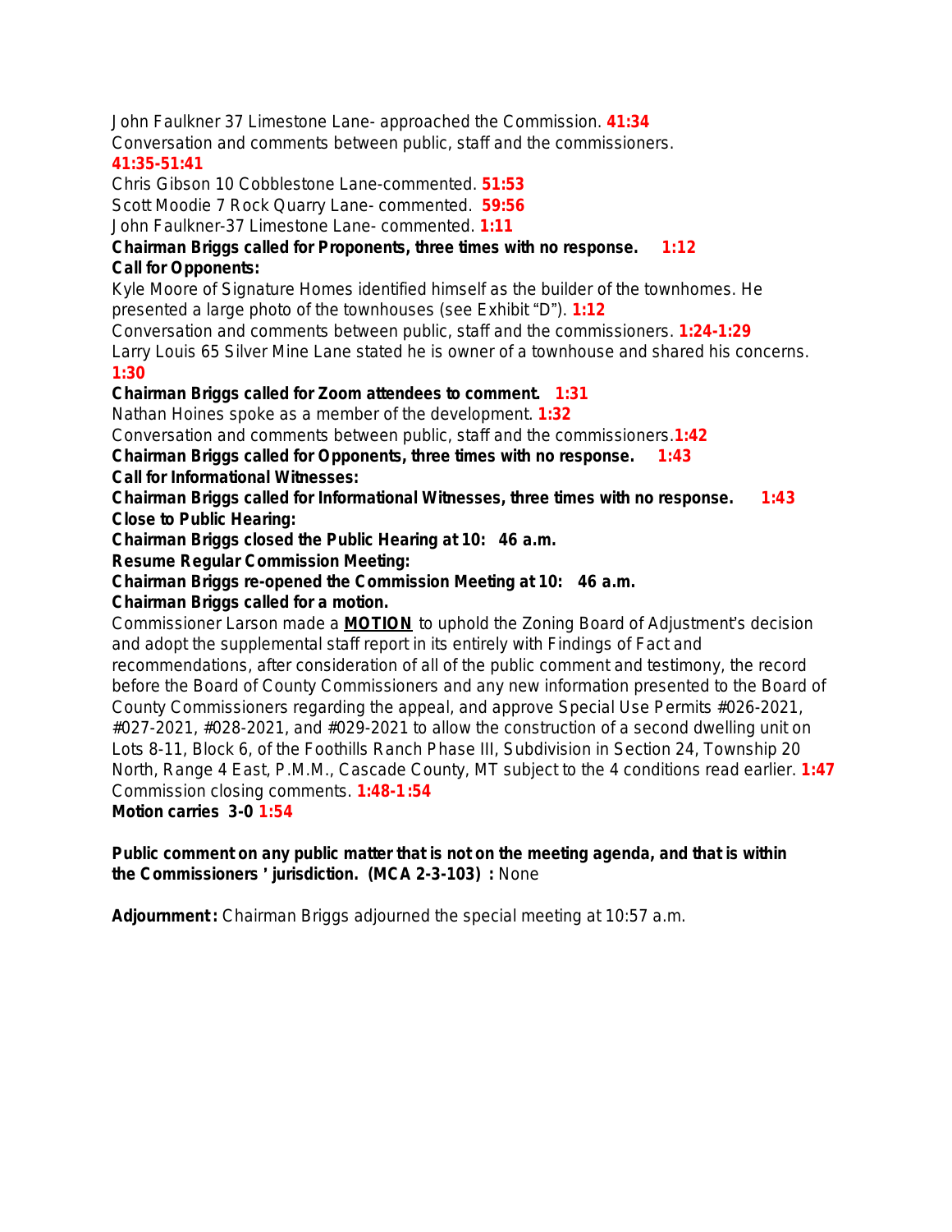John Faulkner 37 Limestone Lane- approached the Commission. **41:34**
Conversation and comments between public, staff and the commissioners.
**41:35-51:41**
Chris Gibson 10 Cobblestone Lane-commented. **51:53**
Scott Moodie 7 Rock Quarry Lane- commented. **59:56**
John Faulkner-37 Limestone Lane- commented. **1:11**
**Chairman Briggs called for Proponents, three times with no response. 1:12**
**Call for Opponents:**
Kyle Moore of Signature Homes identified himself as the builder of the townhomes. He presented a large photo of the townhouses (see Exhibit "D"). **1:12**
Conversation and comments between public, staff and the commissioners. **1:24-1:29**
Larry Louis 65 Silver Mine Lane stated he is owner of a townhouse and shared his concerns. **1:30**
**Chairman Briggs called for Zoom attendees to comment. 1:31**
Nathan Hoines spoke as a member of the development. **1:32**
Conversation and comments between public, staff and the commissioners. **1:42**
**Chairman Briggs called for Opponents, three times with no response. 1:43**
**Call for Informational Witnesses:**
**Chairman Briggs called for Informational Witnesses, three times with no response. 1:43**
**Close to Public Hearing:**
**Chairman Briggs closed the Public Hearing at 10: 46 a.m.**
**Resume Regular Commission Meeting:**
**Chairman Briggs re-opened the Commission Meeting at 10: 46 a.m.**
**Chairman Briggs called for a motion.**
Commissioner Larson made a **MOTION** to uphold the Zoning Board of Adjustment's decision and adopt the supplemental staff report in its entirely with Findings of Fact and recommendations, after consideration of all of the public comment and testimony, the record before the Board of County Commissioners and any new information presented to the Board of County Commissioners regarding the appeal, and approve Special Use Permits #026-2021, #027-2021, #028-2021, and #029-2021 to allow the construction of a second dwelling unit on Lots 8-11, Block 6, of the Foothills Ranch Phase III, Subdivision in Section 24, Township 20 North, Range 4 East, P.M.M., Cascade County, MT subject to the 4 conditions read earlier. **1:47**
Commission closing comments. **1:48-1:54**
**Motion carries 3-0 1:54**

**Public comment on any public matter that is not on the meeting agenda, and that is within the Commissioners ' jurisdiction. (MCA 2-3-103) :** None

**Adjournment:** Chairman Briggs adjourned the special meeting at 10:57 a.m.